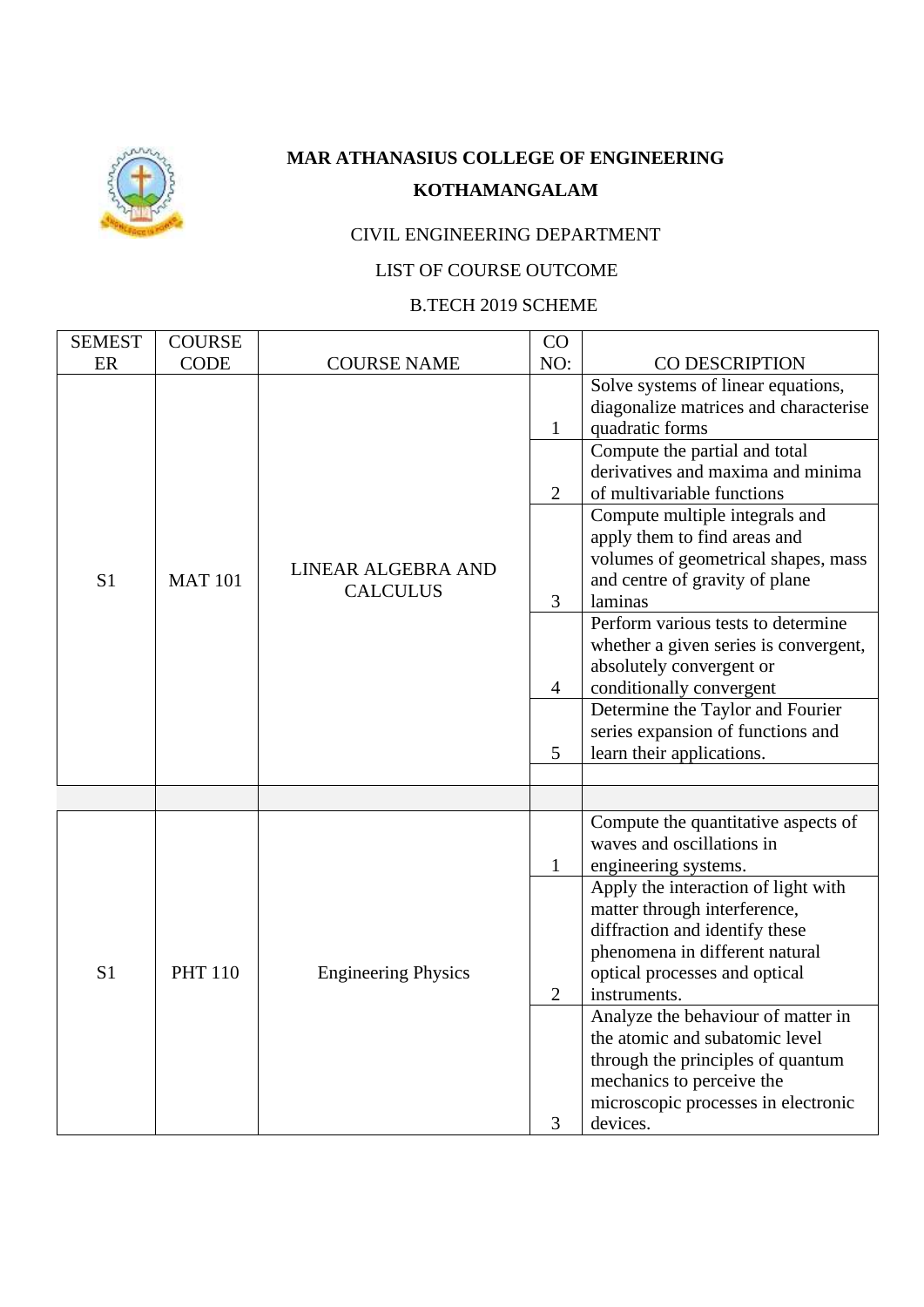**MAR ATHANASIUS COLLEGE OF ENGINEERING**

**KOTHAMANGALAM**

CIVIL ENGINEERING DEPARTMENT

LIST OF COURSE OUTCOME

B.TECH 2019 SCHEME

| SEMESTER | COURSE CODE | COURSE NAME | CO NO: | CO DESCRIPTION |
|---|---|---|---|---|
| S1 | MAT 101 | LINEAR ALGEBRA AND CALCULUS | 1 | Solve systems of linear equations, diagonalize matrices and characterise quadratic forms |
| | | | 2 | Compute the partial and total derivatives and maxima and minima of multivariable functions |
| | | | 3 | Compute multiple integrals and apply them to find areas and volumes of geometrical shapes, mass and centre of gravity of plane laminas |
| | | | 4 | Perform various tests to determine whether a given series is convergent, absolutely convergent or conditionally convergent |
| | | | 5 | Determine the Taylor and Fourier series expansion of functions and learn their applications. |
| | | | | |
| | | | | |
| S1 | PHT 110 | Engineering Physics | 1 | Compute the quantitative aspects of waves and oscillations in engineering systems. |
| | | | 2 | Apply the interaction of light with matter through interference, diffraction and identify these phenomena in different natural optical processes and optical instruments. |
| | | | 3 | Analyze the behaviour of matter in the atomic and subatomic level through the principles of quantum mechanics to perceive the microscopic processes in electronic devices. |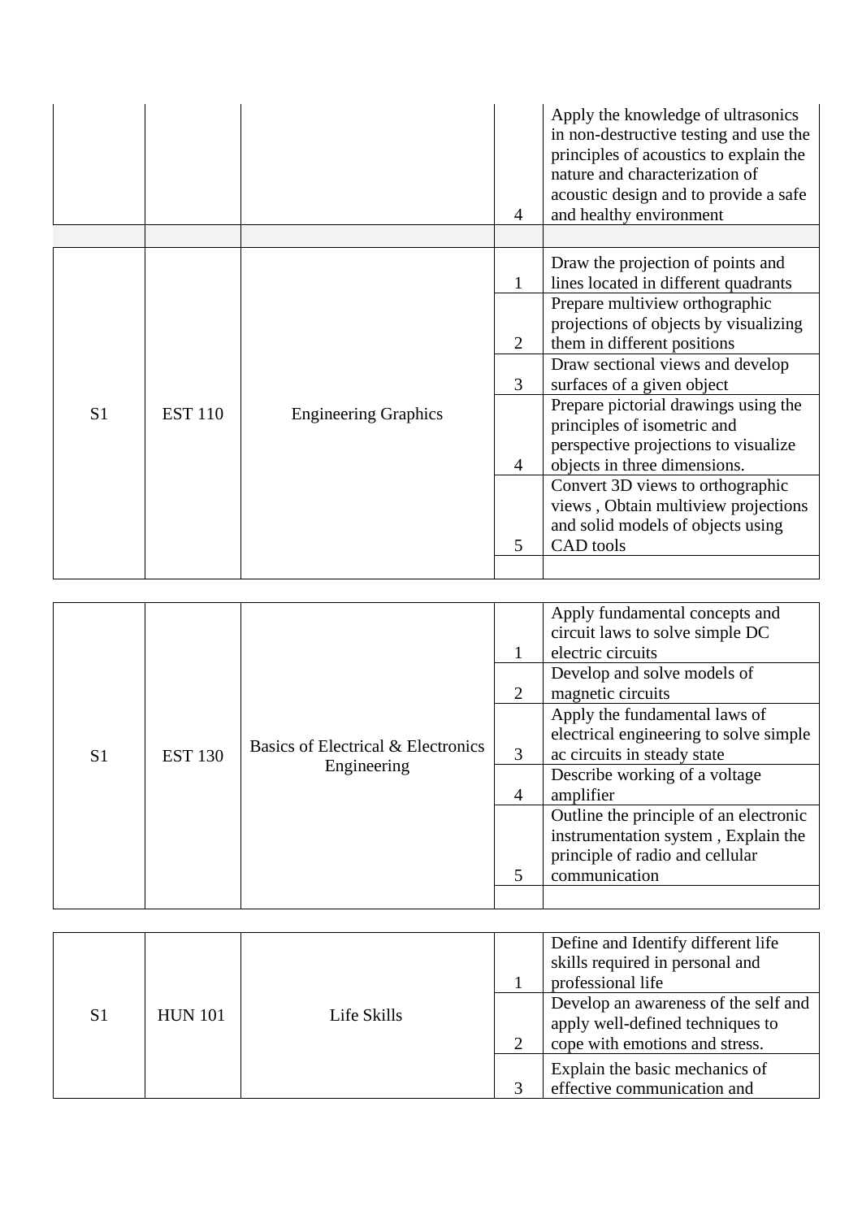| | | | | |
|---|---|---|---|---|
| | | | 4 | Apply the knowledge of ultrasonics in non-destructive testing and use the principles of acoustics to explain the nature and characterization of acoustic design and to provide a safe and healthy environment |
| | | | | |
| S1 | EST 110 | Engineering Graphics | 1 | Draw the projection of points and lines located in different quadrants |
| | | | 2 | Prepare multiview orthographic projections of objects by visualizing them in different positions |
| | | | 3 | Draw sectional views and develop surfaces of a given object |
| | | | 4 | Prepare pictorial drawings using the principles of isometric and perspective projections to visualize objects in three dimensions. |
| | | | 5 | Convert 3D views to orthographic views , Obtain multiview projections and solid models of objects using CAD tools |
| | | | | |

| | | | | |
|---|---|---|---|---|
| S1 | EST 130 | Basics of Electrical & Electronics Engineering | 1 | Apply fundamental concepts and circuit laws to solve simple DC electric circuits |
| | | | 2 | Develop and solve models of magnetic circuits |
| | | | 3 | Apply the fundamental laws of electrical engineering to solve simple ac circuits in steady state |
| | | | 4 | Describe working of a voltage amplifier |
| | | | 5 | Outline the principle of an electronic instrumentation system , Explain the principle of radio and cellular communication |
| | | | | |

| | | | | |
|---|---|---|---|---|
| S1 | HUN 101 | Life Skills | 1 | Define and Identify different life skills required in personal and professional life |
| | | | 2 | Develop an awareness of the self and apply well-defined techniques to cope with emotions and stress. |
| | | | 3 | Explain the basic mechanics of effective communication and |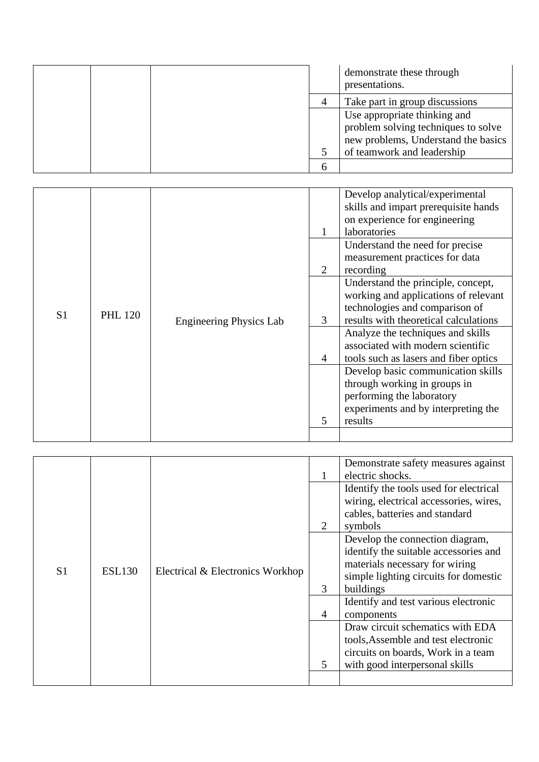|  |  |  |  | demonstrate these through presentations. |
|---|---|---|---|---|
|  |  |  | 4 | Take part in group discussions |
|  |  |  | 5 | Use appropriate thinking and problem solving techniques to solve new problems, Understand the basics of teamwork and leadership |
|  |  |  | 6 |  |

| S1 | PHL 120 | Engineering Physics Lab | 1 | Develop analytical/experimental skills and impart prerequisite hands on experience for engineering laboratories |
|---|---|---|---|---|
|  |  |  | 2 | Understand the need for precise measurement practices for data recording |
|  |  |  | 3 | Understand the principle, concept, working and applications of relevant technologies and comparison of results with theoretical calculations |
|  |  |  | 4 | Analyze the techniques and skills associated with modern scientific tools such as lasers and fiber optics |
|  |  |  | 5 | Develop basic communication skills through working in groups in performing the laboratory experiments and by interpreting the results |
|  |  |  |  |  |

| S1 | ESL130 | Electrical & Electronics Workhop | 1 | Demonstrate safety measures against electric shocks. |
|---|---|---|---|---|
|  |  |  | 2 | Identify the tools used for electrical wiring, electrical accessories, wires, cables, batteries and standard symbols |
|  |  |  | 3 | Develop the connection diagram, identify the suitable accessories and materials necessary for wiring simple lighting circuits for domestic buildings |
|  |  |  | 4 | Identify and test various electronic components |
|  |  |  | 5 | Draw circuit schematics with EDA tools,Assemble and test electronic circuits on boards, Work in a team with good interpersonal skills |
|  |  |  |  |  |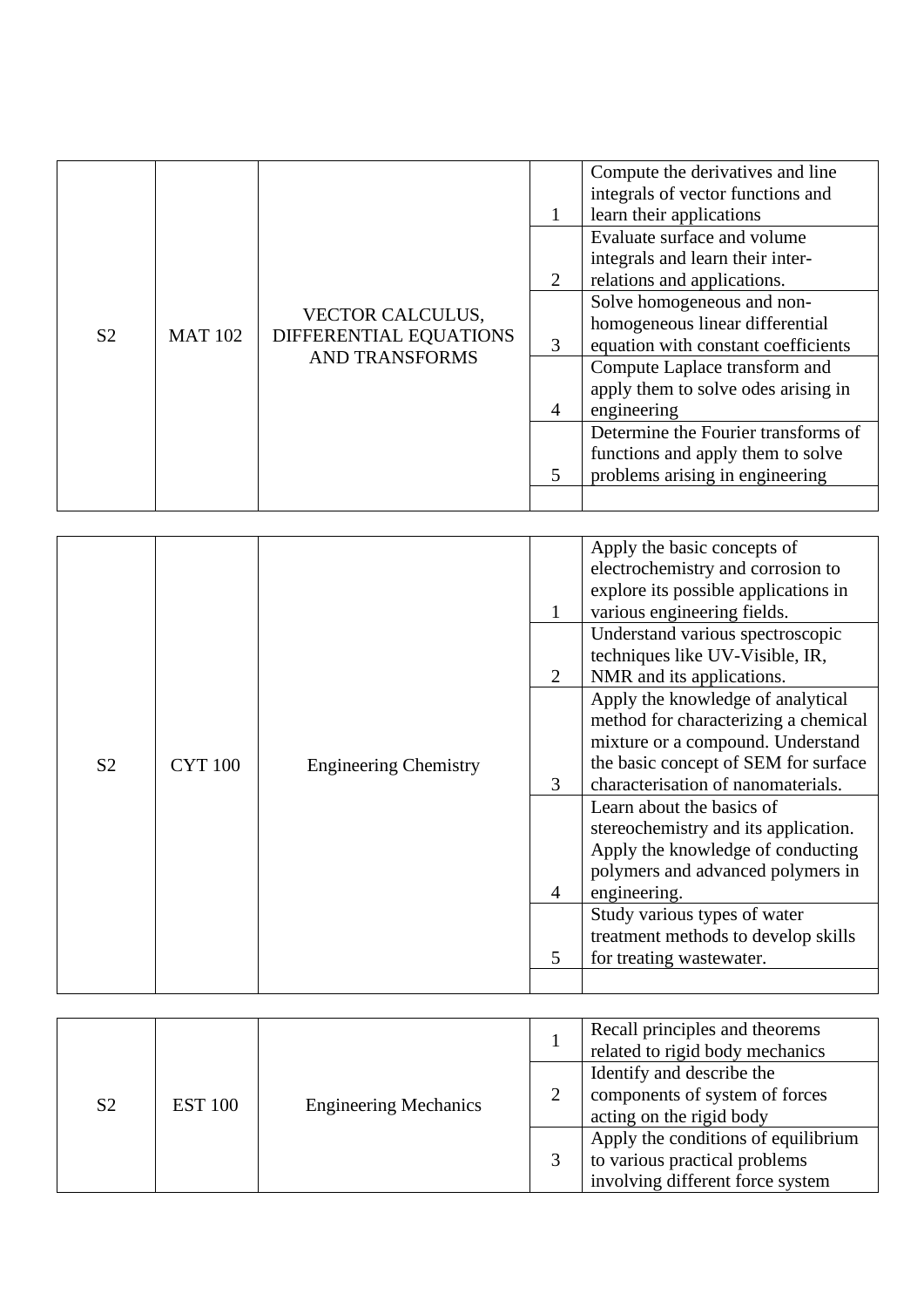| | | | | |
|---|---|---|---|---|
| S2 | MAT 102 | VECTOR CALCULUS, DIFFERENTIAL EQUATIONS AND TRANSFORMS | 1 | Compute the derivatives and line integrals of vector functions and learn their applications |
| | | | 2 | Evaluate surface and volume integrals and learn their inter-relations and applications. |
| | | | 3 | Solve homogeneous and non-homogeneous linear differential equation with constant coefficients |
| | | | 4 | Compute Laplace transform and apply them to solve odes arising in engineering |
| | | | 5 | Determine the Fourier transforms of functions and apply them to solve problems arising in engineering |
| | | | | |

| | | | | |
|---|---|---|---|---|
| S2 | CYT 100 | Engineering Chemistry | 1 | Apply the basic concepts of electrochemistry and corrosion to explore its possible applications in various engineering fields. |
| | | | 2 | Understand various spectroscopic techniques like UV-Visible, IR, NMR and its applications. |
| | | | 3 | Apply the knowledge of analytical method for characterizing a chemical mixture or a compound. Understand the basic concept of SEM for surface characterisation of nanomaterials. |
| | | | 4 | Learn about the basics of stereochemistry and its application. Apply the knowledge of conducting polymers and advanced polymers in engineering. |
| | | | 5 | Study various types of water treatment methods to develop skills for treating wastewater. |
| | | | | |

| | | | | |
|---|---|---|---|---|
| S2 | EST 100 | Engineering Mechanics | 1 | Recall principles and theorems related to rigid body mechanics |
| | | | 2 | Identify and describe the components of system of forces acting on the rigid body |
| | | | 3 | Apply the conditions of equilibrium to various practical problems involving different force system |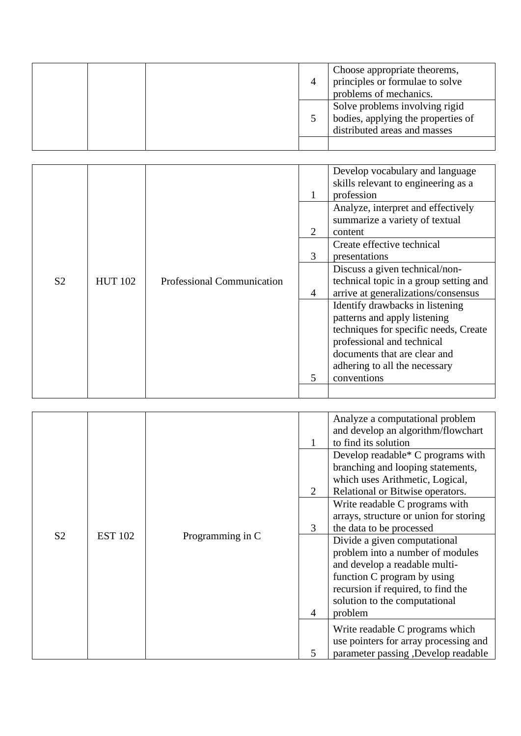| | | | | |
|---|---|---|---|---|
| | | | 4 | Choose appropriate theorems, principles or formulae to solve problems of mechanics. |
| | | | 5 | Solve problems involving rigid bodies, applying the properties of distributed areas and masses |
| | | | | |

| | | | | |
|---|---|---|---|---|
| S2 | HUT 102 | Professional Communication | 1 | Develop vocabulary and language skills relevant to engineering as a profession |
| | | | 2 | Analyze, interpret and effectively summarize a variety of textual content |
| | | | 3 | Create effective technical presentations |
| | | | 4 | Discuss a given technical/non-technical topic in a group setting and arrive at generalizations/consensus |
| | | | 5 | Identify drawbacks in listening patterns and apply listening techniques for specific needs, Create professional and technical documents that are clear and adhering to all the necessary conventions |
| | | | | |

| | | | | |
|---|---|---|---|---|
| S2 | EST 102 | Programming in C | 1 | Analyze a computational problem and develop an algorithm/flowchart to find its solution |
| | | | 2 | Develop readable* C programs with branching and looping statements, which uses Arithmetic, Logical, Relational or Bitwise operators. |
| | | | 3 | Write readable C programs with arrays, structure or union for storing the data to be processed |
| | | | 4 | Divide a given computational problem into a number of modules and develop a readable multi-function C program by using recursion if required, to find the solution to the computational problem |
| | | | 5 | Write readable C programs which use pointers for array processing and parameter passing ,Develop readable |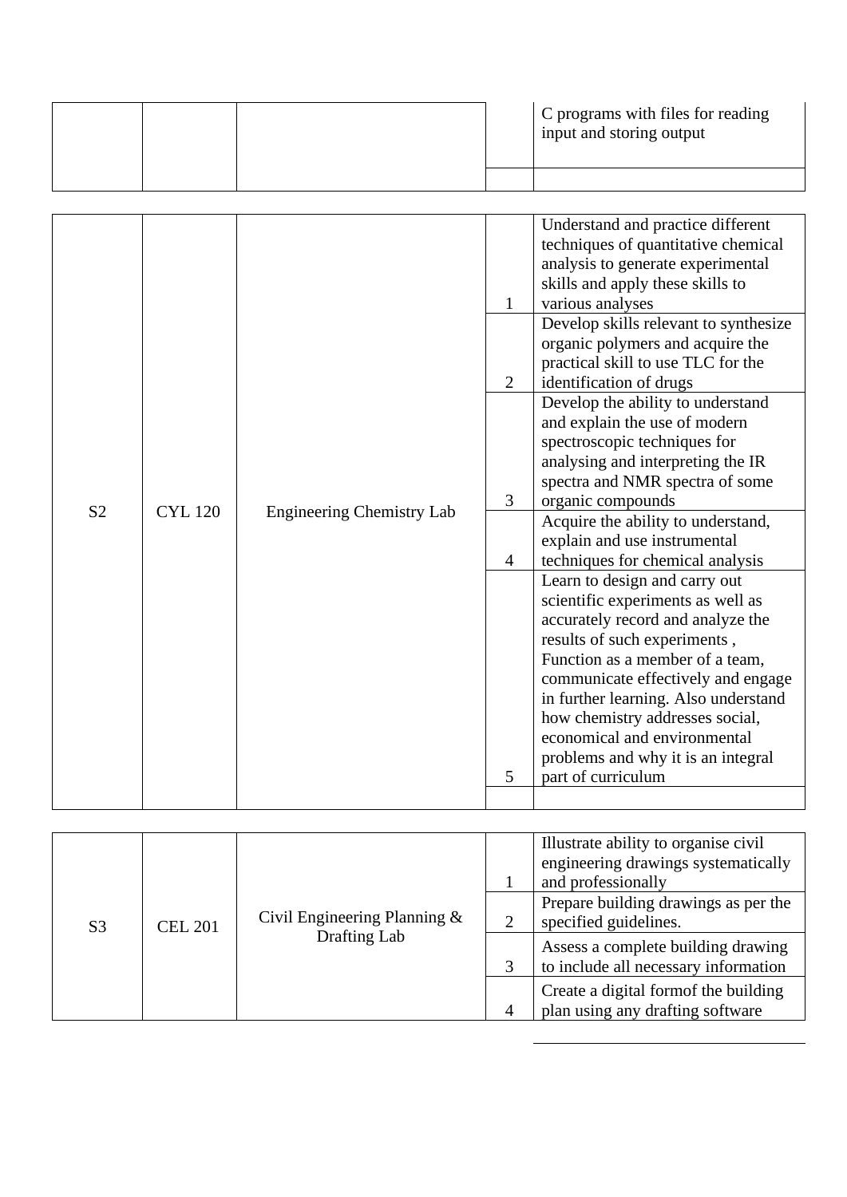| | | | | |
|---|---|---|---|---|
| | | | | C programs with files for reading input and storing output |
| | | | | |

| | | | | |
|---|---|---|---|---|
| S2 | CYL 120 | Engineering Chemistry Lab | 1 | Understand and practice different techniques of quantitative chemical analysis to generate experimental skills and apply these skills to various analyses |
| | | | 2 | Develop skills relevant to synthesize organic polymers and acquire the practical skill to use TLC for the identification of drugs |
| | | | 3 | Develop the ability to understand and explain the use of modern spectroscopic techniques for analysing and interpreting the IR spectra and NMR spectra of some organic compounds |
| | | | 4 | Acquire the ability to understand, explain and use instrumental techniques for chemical analysis |
| | | | 5 | Learn to design and carry out scientific experiments as well as accurately record and analyze the results of such experiments , Function as a member of a team, communicate effectively and engage in further learning. Also understand how chemistry addresses social, economical and environmental problems and why it is an integral part of curriculum |
| | | | | |

| | | | | |
|---|---|---|---|---|
| S3 | CEL 201 | Civil Engineering Planning & Drafting Lab | 1 | Illustrate ability to organise civil engineering drawings systematically and professionally |
| | | | 2 | Prepare building drawings as per the specified guidelines. |
| | | | 3 | Assess a complete building drawing to include all necessary information |
| | | | 4 | Create a digital formof the building plan using any drafting software |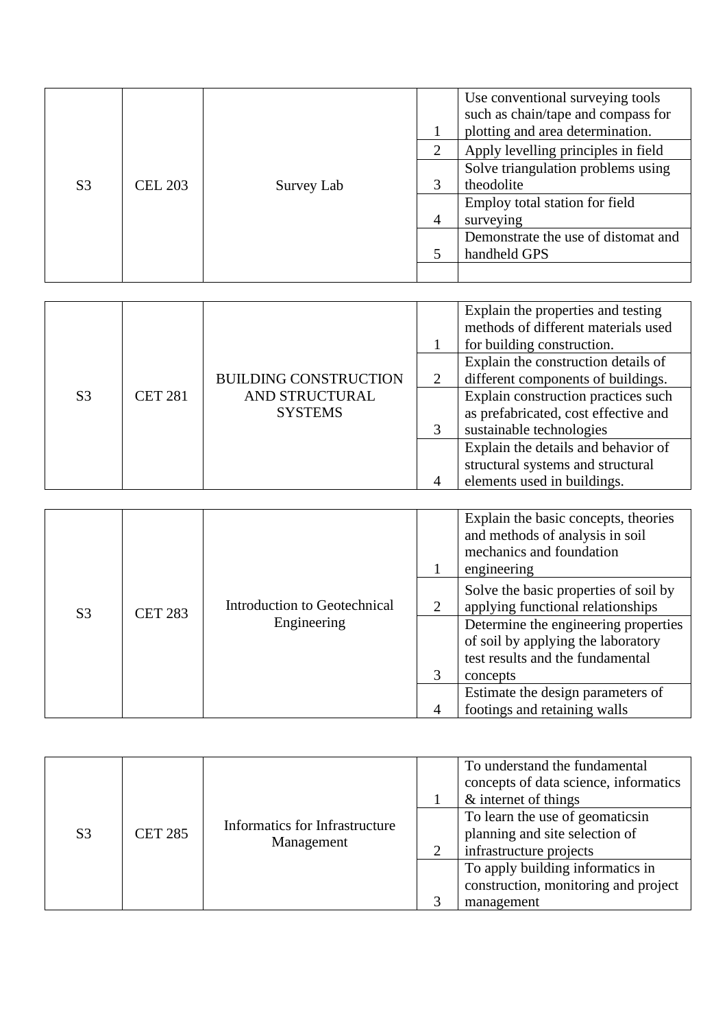| | | | | |
|---|---|---|---|---|
| S3 | CEL 203 | Survey Lab | 1 | Use conventional surveying tools such as chain/tape and compass for plotting and area determination. |
| | | | 2 | Apply levelling principles in field |
| | | | 3 | Solve triangulation problems using theodolite |
| | | | 4 | Employ total station for field surveying |
| | | | 5 | Demonstrate the use of distomat and handheld GPS |
| | | | | |

| | | | | |
|---|---|---|---|---|
| S3 | CET 281 | BUILDING CONSTRUCTION AND STRUCTURAL SYSTEMS | 1 | Explain the properties and testing methods of different materials used for building construction. |
| | | | 2 | Explain the construction details of different components of buildings. |
| | | | 3 | Explain construction practices such as prefabricated, cost effective and sustainable technologies |
| | | | 4 | Explain the details and behavior of structural systems and structural elements used in buildings. |

| | | | | |
|---|---|---|---|---|
| S3 | CET 283 | Introduction to Geotechnical Engineering | 1 | Explain the basic concepts, theories and methods of analysis in soil mechanics and foundation engineering |
| | | | 2 | Solve the basic properties of soil by applying functional relationships |
| | | | 3 | Determine the engineering properties of soil by applying the laboratory test results and the fundamental concepts |
| | | | 4 | Estimate the design parameters of footings and retaining walls |

| | | | | |
|---|---|---|---|---|
| S3 | CET 285 | Informatics for Infrastructure Management | 1 | To understand the fundamental concepts of data science, informatics & internet of things |
| | | | 2 | To learn the use of geomaticsin planning and site selection of infrastructure projects |
| | | | 3 | To apply building informatics in construction, monitoring and project management |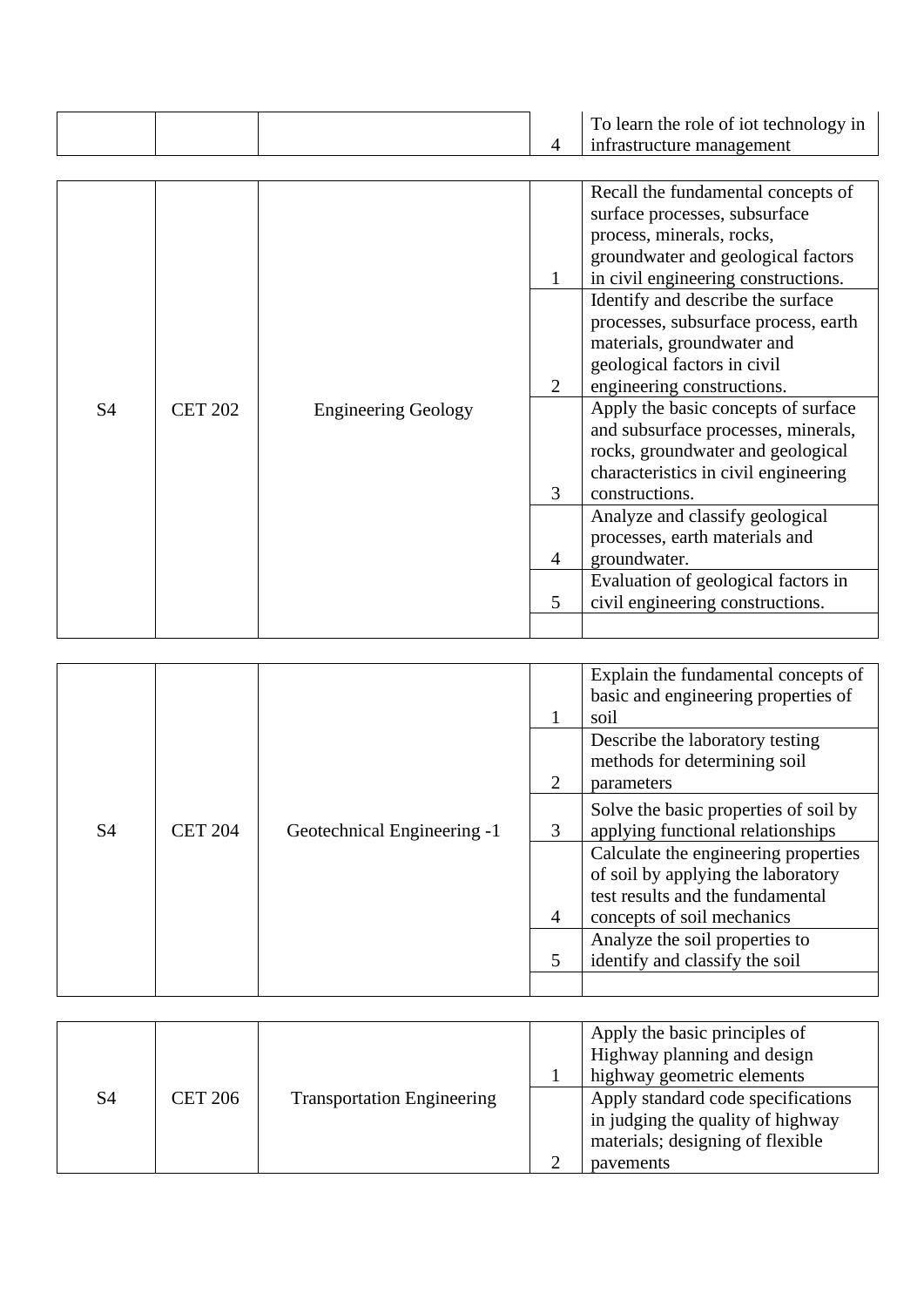| | | | 4 | To learn the role of iot technology in infrastructure management |
|---|---|---|---|---|

| | | | | |
|---|---|---|---|---|
| S4 | CET 202 | Engineering Geology | 1 | Recall the fundamental concepts of surface processes, subsurface process, minerals, rocks, groundwater and geological factors in civil engineering constructions. |
| | | | 2 | Identify and describe the surface processes, subsurface process, earth materials, groundwater and geological factors in civil engineering constructions. |
| | | | 3 | Apply the basic concepts of surface and subsurface processes, minerals, rocks, groundwater and geological characteristics in civil engineering constructions. |
| | | | 4 | Analyze and classify geological processes, earth materials and groundwater. |
| | | | 5 | Evaluation of geological factors in civil engineering constructions. |
| | | | | |

| | | | | |
|---|---|---|---|---|
| S4 | CET 204 | Geotechnical Engineering -1 | 1 | Explain the fundamental concepts of basic and engineering properties of soil |
| | | | 2 | Describe the laboratory testing methods for determining soil parameters |
| | | | 3 | Solve the basic properties of soil by applying functional relationships |
| | | | 4 | Calculate the engineering properties of soil by applying the laboratory test results and the fundamental concepts of soil mechanics |
| | | | 5 | Analyze the soil properties to identify and classify the soil |
| | | | | |

| | | | | |
|---|---|---|---|---|
| S4 | CET 206 | Transportation Engineering | 1 | Apply the basic principles of Highway planning and design highway geometric elements |
| | | | 2 | Apply standard code specifications in judging the quality of highway materials; designing of flexible pavements |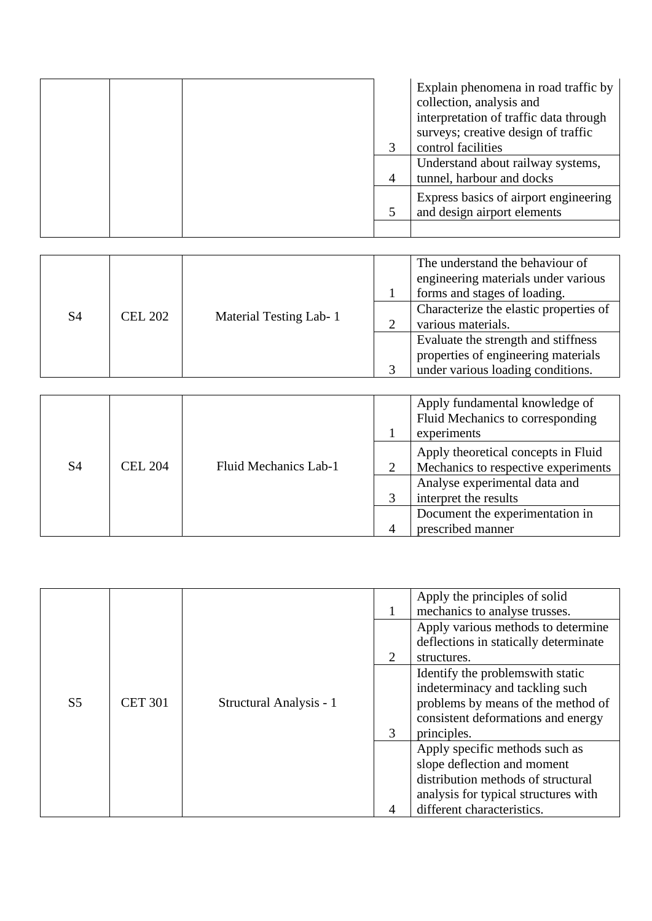| | | | | |
|---|---|---|---|---|
| | | | 3 | Explain phenomena in road traffic by collection, analysis and interpretation of traffic data through surveys; creative design of traffic control facilities |
| | | | 4 | Understand about railway systems, tunnel, harbour and docks |
| | | | 5 | Express basics of airport engineering and design airport elements |
| | | | | |

| | | | | |
|---|---|---|---|---|
| S4 | CEL 202 | Material Testing Lab- 1 | 1 | The understand the behaviour of engineering materials under various forms and stages of loading. |
| | | | 2 | Characterize the elastic properties of various materials. |
| | | | 3 | Evaluate the strength and stiffness properties of engineering materials under various loading conditions. |

| | | | | |
|---|---|---|---|---|
| S4 | CEL 204 | Fluid Mechanics Lab-1 | 1 | Apply fundamental knowledge of Fluid Mechanics to corresponding experiments |
| | | | 2 | Apply theoretical concepts in Fluid Mechanics to respective experiments |
| | | | 3 | Analyse experimental data and interpret the results |
| | | | 4 | Document the experimentation in prescribed manner |

| | | | | |
|---|---|---|---|---|
| S5 | CET 301 | Structural Analysis - 1 | 1 | Apply the principles of solid mechanics to analyse trusses. |
| | | | 2 | Apply various methods to determine deflections in statically determinate structures. |
| | | | 3 | Identify the problemswith static indeterminacy and tackling such problems by means of the method of consistent deformations and energy principles. |
| | | | 4 | Apply specific methods such as slope deflection and moment distribution methods of structural analysis for typical structures with different characteristics. |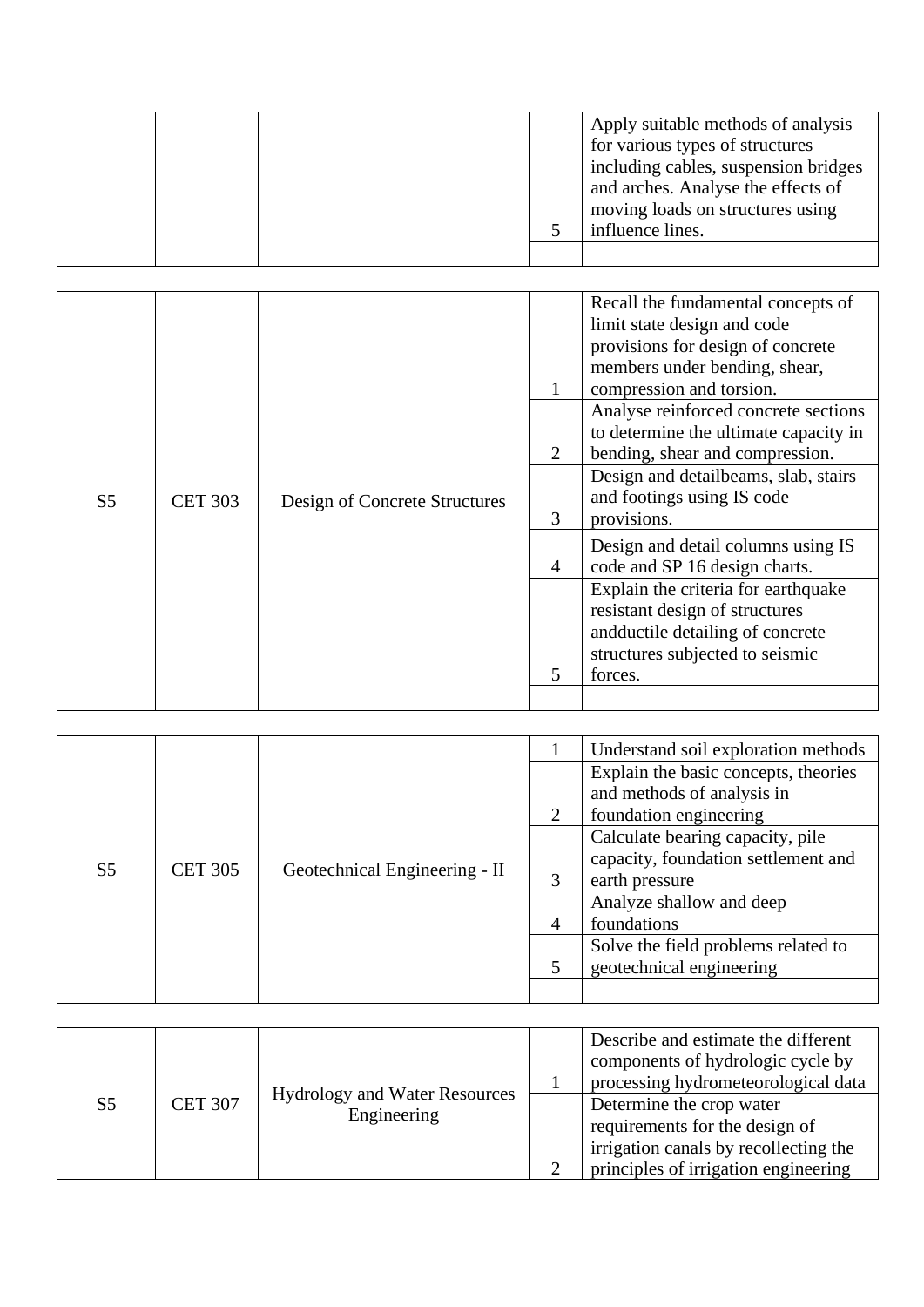| | | | | |
|---|---|---|---|---|
| | | | 5 | Apply suitable methods of analysis for various types of structures including cables, suspension bridges and arches. Analyse the effects of moving loads on structures using influence lines. |
| | | | | |

| | | | | |
|---|---|---|---|---|
| S5 | CET 303 | Design of Concrete Structures | 1 | Recall the fundamental concepts of limit state design and code provisions for design of concrete members under bending, shear, compression and torsion. |
| | | | 2 | Analyse reinforced concrete sections to determine the ultimate capacity in bending, shear and compression. |
| | | | 3 | Design and detailbeams, slab, stairs and footings using IS code provisions. |
| | | | 4 | Design and detail columns using IS code and SP 16 design charts. |
| | | | 5 | Explain the criteria for earthquake resistant design of structures andductile detailing of concrete structures subjected to seismic forces. |
| | | | | |

| | | | | |
|---|---|---|---|---|
| S5 | CET 305 | Geotechnical Engineering - II | 1 | Understand soil exploration methods |
| | | | 2 | Explain the basic concepts, theories and methods of analysis in foundation engineering |
| | | | 3 | Calculate bearing capacity, pile capacity, foundation settlement and earth pressure |
| | | | 4 | Analyze shallow and deep foundations |
| | | | 5 | Solve the field problems related to geotechnical engineering |
| | | | | |

| | | | | |
|---|---|---|---|---|
| S5 | CET 307 | Hydrology and Water Resources Engineering | 1 | Describe and estimate the different components of hydrologic cycle by processing hydrometeorological data |
| | | | 2 | Determine the crop water requirements for the design of irrigation canals by recollecting the principles of irrigation engineering |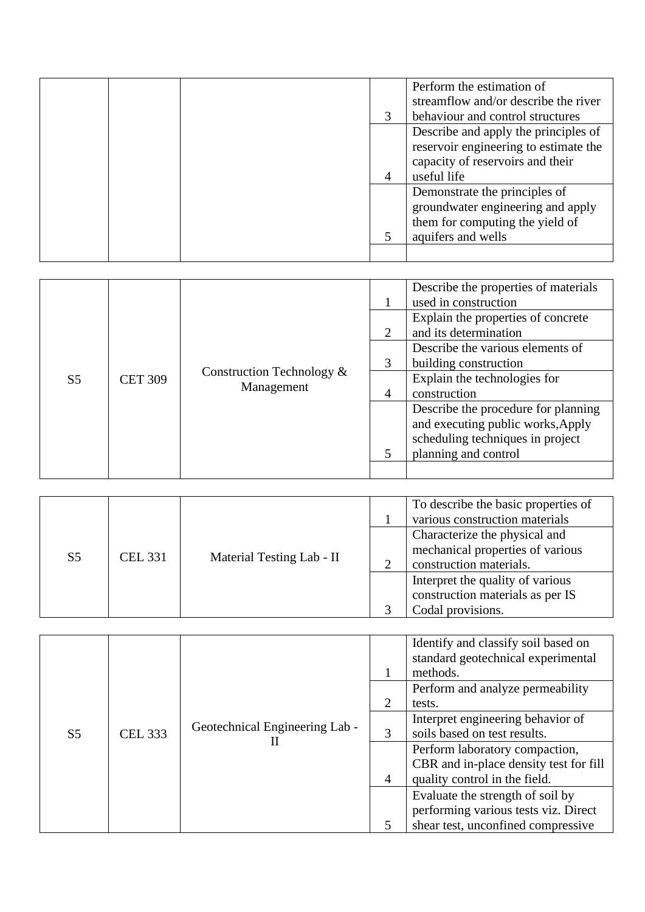| | | | | |
|---|---|---|---|---|
| | | | 3 | Perform the estimation of streamflow and/or describe the river behaviour and control structures |
| | | | 4 | Describe and apply the principles of reservoir engineering to estimate the capacity of reservoirs and their useful life |
| | | | 5 | Demonstrate the principles of groundwater engineering and apply them for computing the yield of aquifers and wells |
| | | | | |

| | | | | |
|---|---|---|---|---|
| S5 | CET 309 | Construction Technology & Management | 1 | Describe the properties of materials used in construction |
| | | | 2 | Explain the properties of concrete and its determination |
| | | | 3 | Describe the various elements of building construction |
| | | | 4 | Explain the technologies for construction |
| | | | 5 | Describe the procedure for planning and executing public works,Apply scheduling techniques in project planning and control |
| | | | | |

| | | | | |
|---|---|---|---|---|
| S5 | CEL 331 | Material Testing Lab - II | 1 | To describe the basic properties of various construction materials |
| | | | 2 | Characterize the physical and mechanical properties of various construction materials. |
| | | | 3 | Interpret the quality of various construction materials as per IS Codal provisions. |

| | | | | |
|---|---|---|---|---|
| S5 | CEL 333 | Geotechnical Engineering Lab - II | 1 | Identify and classify soil based on standard geotechnical experimental methods. |
| | | | 2 | Perform and analyze permeability tests. |
| | | | 3 | Interpret engineering behavior of soils based on test results. |
| | | | 4 | Perform laboratory compaction, CBR and in-place density test for fill quality control in the field. |
| | | | 5 | Evaluate the strength of soil by performing various tests viz. Direct shear test, unconfined compressive |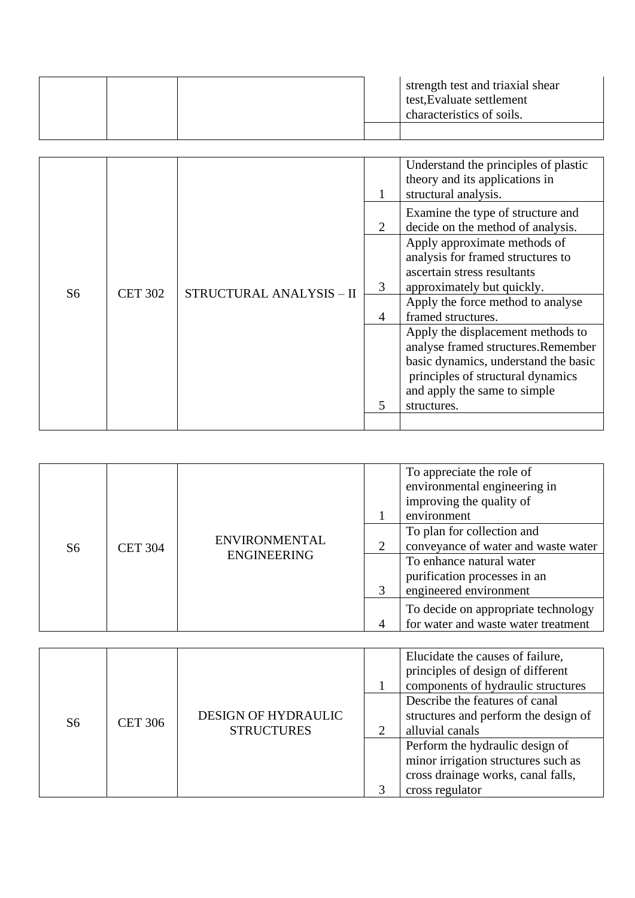| | | | | |
|---|---|---|---|---|
| | | | | strength test and triaxial shear test,Evaluate settlement characteristics of soils. |
| | | | | |

| | | | | |
|---|---|---|---|---|
| S6 | CET 302 | STRUCTURAL ANALYSIS – II | 1 | Understand the principles of plastic theory and its applications in structural analysis. |
| | | | 2 | Examine the type of structure and decide on the method of analysis. |
| | | | 3 | Apply approximate methods of analysis for framed structures to ascertain stress resultants approximately but quickly. |
| | | | 4 | Apply the force method to analyse framed structures. |
| | | | 5 | Apply the displacement methods to analyse framed structures.Remember basic dynamics, understand the basic principles of structural dynamics and apply the same to simple structures. |
| | | | | |

| | | | | |
|---|---|---|---|---|
| S6 | CET 304 | ENVIRONMENTAL ENGINEERING | 1 | To appreciate the role of environmental engineering in improving the quality of environment |
| | | | 2 | To plan for collection and conveyance of water and waste water |
| | | | 3 | To enhance natural water purification processes in an engineered environment |
| | | | 4 | To decide on appropriate technology for water and waste water treatment |

| | | | | |
|---|---|---|---|---|
| S6 | CET 306 | DESIGN OF HYDRAULIC STRUCTURES | 1 | Elucidate the causes of failure, principles of design of different components of hydraulic structures |
| | | | 2 | Describe the features of canal structures and perform the design of alluvial canals |
| | | | 3 | Perform the hydraulic design of minor irrigation structures such as cross drainage works, canal falls, cross regulator |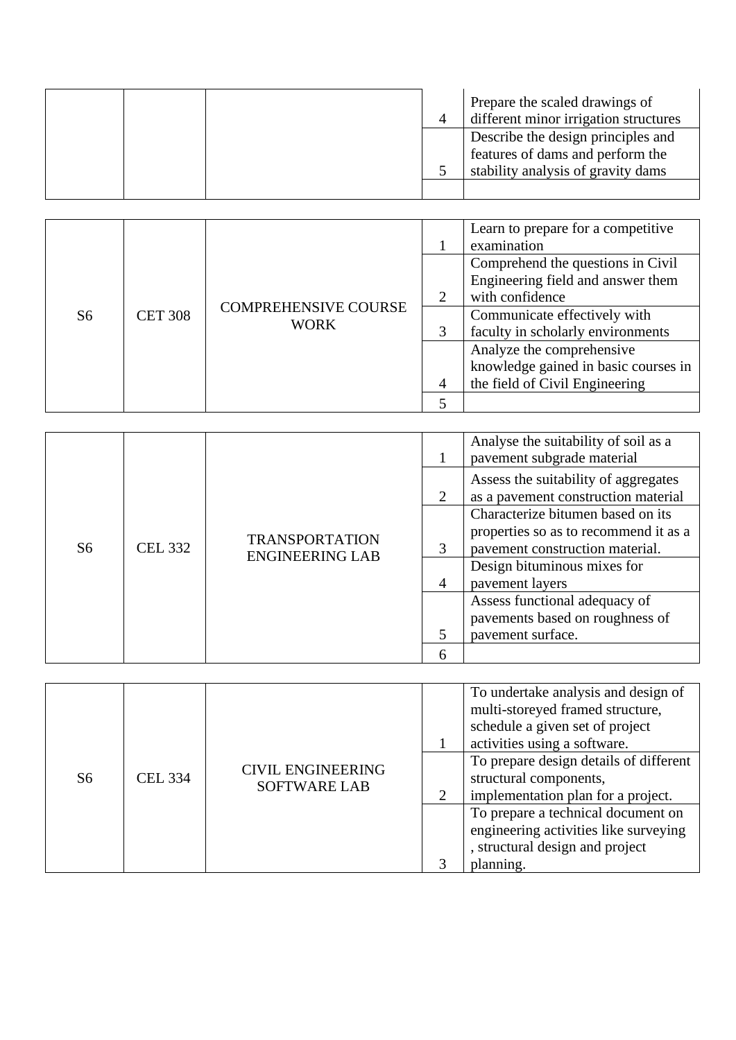| | | | | |
|---|---|---|---|---|
| | | | 4 | Prepare the scaled drawings of different minor irrigation structures |
| | | | 5 | Describe the design principles and features of dams and perform the stability analysis of gravity dams |
| | | | | |

| | | | | |
|---|---|---|---|---|
| S6 | CET 308 | COMPREHENSIVE COURSE WORK | 1 | Learn to prepare for a competitive examination |
| | | | 2 | Comprehend the questions in Civil Engineering field and answer them with confidence |
| | | | 3 | Communicate effectively with faculty in scholarly environments |
| | | | 4 | Analyze the comprehensive knowledge gained in basic courses in the field of Civil Engineering |
| | | | 5 | |

| | | | | |
|---|---|---|---|---|
| S6 | CEL 332 | TRANSPORTATION ENGINEERING LAB | 1 | Analyse the suitability of soil as a pavement subgrade material |
| | | | 2 | Assess the suitability of aggregates as a pavement construction material |
| | | | 3 | Characterize bitumen based on its properties so as to recommend it as a pavement construction material. |
| | | | 4 | Design bituminous mixes for pavement layers |
| | | | 5 | Assess functional adequacy of pavements based on roughness of pavement surface. |
| | | | 6 | |

| | | | | |
|---|---|---|---|---|
| S6 | CEL 334 | CIVIL ENGINEERING SOFTWARE LAB | 1 | To undertake analysis and design of multi-storeyed framed structure, schedule a given set of project activities using a software. |
| | | | 2 | To prepare design details of different structural components, implementation plan for a project. |
| | | | 3 | To prepare a technical document on engineering activities like surveying , structural design and project planning. |